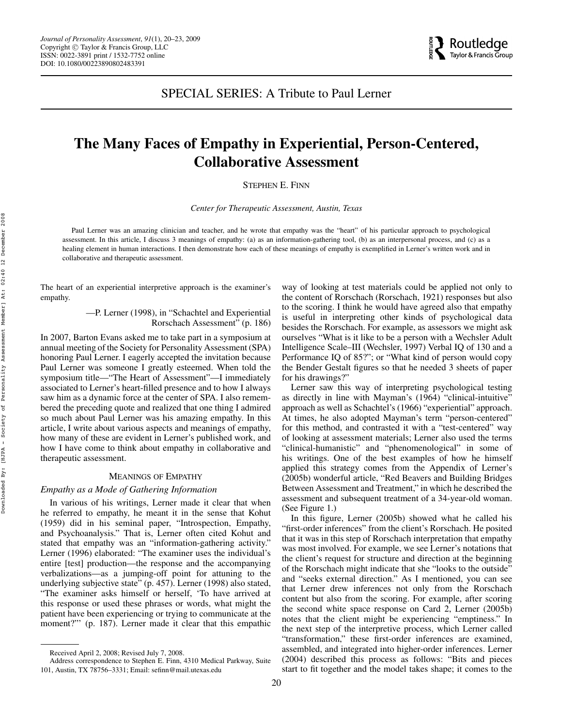SPECIAL SERIES: A Tribute to Paul Lerner

# The Many Faces of Empathy in Experiential, Person-Centered, Collaborative Assessment

STEPHEN E. FINN

*Center for Therapeutic Assessment, Austin, Texas*

Paul Lerner was an amazing clinician and teacher, and he wrote that empathy was the "heart" of his particular approach to psychological assessment. In this article, I discuss 3 meanings of empathy: (a) as an information-gathering tool, (b) as an interpersonal process, and (c) as a healing element in human interactions. I then demonstrate how each of these meanings of empathy is exemplified in Lerner's written work and in collaborative and therapeutic assessment.

The heart of an experiential interpretive approach is the examiner's empathy.

> —P. Lerner (1998), in "Schachtel and Experiential Rorschach Assessment" (p. 186)

In 2007, Barton Evans asked me to take part in a symposium at annual meeting of the Society for Personality Assessment (SPA) honoring Paul Lerner. I eagerly accepted the invitation because Paul Lerner was someone I greatly esteemed. When told the symposium title—"The Heart of Assessment"—I immediately associated to Lerner's heart-filled presence and to how I always saw him as a dynamic force at the center of SPA. I also remembered the preceding quote and realized that one thing I admired so much about Paul Lerner was his amazing empathy. In this article, I write about various aspects and meanings of empathy, how many of these are evident in Lerner's published work, and how I have come to think about empathy in collaborative and therapeutic assessment.

## MEANINGS OF EMPATHY

### *Empathy as a Mode of Gathering Information*

In various of his writings, Lerner made it clear that when he referred to empathy, he meant it in the sense that Kohut (1959) did in his seminal paper, "Introspection, Empathy, and Psychoanalysis." That is, Lerner often cited Kohut and stated that empathy was an "information-gathering activity." Lerner (1996) elaborated: "The examiner uses the individual's entire [test] production—the response and the accompanying verbalizations—as a jumping-off point for attuning to the underlying subjective state" (p. 457). Lerner (1998) also stated, "The examiner asks himself or herself, 'To have arrived at this response or used these phrases or words, what might the patient have been experiencing or trying to communicate at the moment?"' (p. 187). Lerner made it clear that this empathic way of looking at test materials could be applied not only to the content of Rorschach (Rorschach, 1921) responses but also to the scoring. I think he would have agreed also that empathy is useful in interpreting other kinds of psychological data besides the Rorschach. For example, as assessors we might ask ourselves "What is it like to be a person with a Wechsler Adult Intelligence Scale–III (Wechsler, 1997) Verbal IQ of 130 and a Performance IQ of 85?"; or "What kind of person would copy the Bender Gestalt figures so that he needed 3 sheets of paper for his drawings?"

Lerner saw this way of interpreting psychological testing as directly in line with Mayman's (1964) "clinical-intuitive" approach as well as Schachtel's (1966) "experiential" approach. At times, he also adopted Mayman's term "person-centered" for this method, and contrasted it with a "test-centered" way of looking at assessment materials; Lerner also used the terms "clinical-humanistic" and "phenomenological" in some of his writings. One of the best examples of how he himself applied this strategy comes from the Appendix of Lerner's (2005b) wonderful article, "Red Beavers and Building Bridges Between Assessment and Treatment," in which he described the assessment and subsequent treatment of a 34-year-old woman. (See Figure 1.)

In this figure, Lerner (2005b) showed what he called his "first-order inferences" from the client's Rorschach. He posited that it was in this step of Rorschach interpretation that empathy was most involved. For example, we see Lerner's notations that the client's request for structure and direction at the beginning of the Rorschach might indicate that she "looks to the outside" and "seeks external direction." As I mentioned, you can see that Lerner drew inferences not only from the Rorschach content but also from the scoring. For example, after scoring the second white space response on Card 2, Lerner (2005b) notes that the client might be experiencing "emptiness." In the next step of the interpretive process, which Lerner called "transformation," these first-order inferences are examined, assembled, and integrated into higher-order inferences. Lerner (2004) described this process as follows: "Bits and pieces start to fit together and the model takes shape; it comes to the

Received April 2, 2008; Revised July 7, 2008.

Address correspondence to Stephen E. Finn, 4310 Medical Parkway, Suite 101, Austin, TX 78756–3331; Email: sefinn@mail.utexas.edu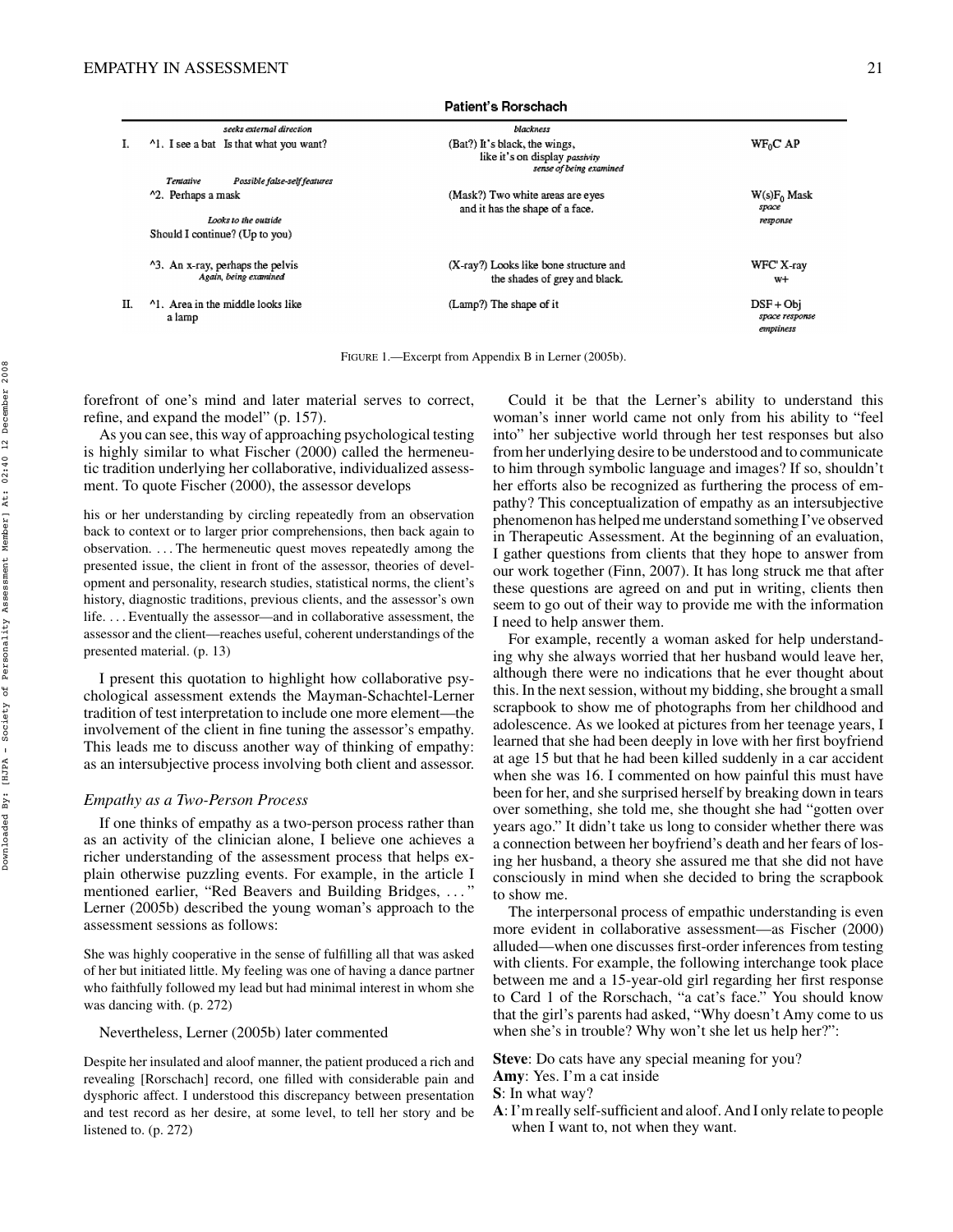**Patient's Rorschach**

| | | | |
|---|---|---|---|
| | *seeks external direction* | *blackness* | |
| I. | ^1. I see a bat Is that what you want? | (Bat?) It's black, the wings, like it's on display *passivity* *sense of being examined* | $WF_0C'$ AP |
| | *Tentative* *Possible false-self features* | | |
| | ^2. Perhaps a mask | (Mask?) Two white areas are eyes and it has the shape of a face. | $W(s)F_0$ Mask *space response* |
| | *Looks to the outside* Should I continue? (Up to you) | | |
| | ^3. An x-ray, perhaps the pelvis *Again, being examined* | (X-ray?) Looks like bone structure and the shades of grey and black. | WFC' X-ray w+ |
| II. | ^1. Area in the middle looks like a lamp | (Lamp?) The shape of it | DSF + Obj *space response* *emptiness* |

FIGURE 1.—Excerpt from Appendix B in Lerner (2005b).

forefront of one's mind and later material serves to correct, refine, and expand the model" (p. 157).

As you can see, this way of approaching psychological testing is highly similar to what Fischer (2000) called the hermeneutic tradition underlying her collaborative, individualized assessment. To quote Fischer (2000), the assessor develops

> his or her understanding by circling repeatedly from an observation back to context or to larger prior comprehensions, then back again to observation. . . . The hermeneutic quest moves repeatedly among the presented issue, the client in front of the assessor, theories of development and personality, research studies, statistical norms, the client's history, diagnostic traditions, previous clients, and the assessor's own life. . . . Eventually the assessor—and in collaborative assessment, the assessor and the client—reaches useful, coherent understandings of the presented material. (p. 13)

I present this quotation to highlight how collaborative psychological assessment extends the Mayman-Schachtel-Lerner tradition of test interpretation to include one more element—the involvement of the client in fine tuning the assessor's empathy. This leads me to discuss another way of thinking of empathy: as an intersubjective process involving both client and assessor.

### *Empathy as a Two-Person Process*

If one thinks of empathy as a two-person process rather than as an activity of the clinician alone, I believe one achieves a richer understanding of the assessment process that helps explain otherwise puzzling events. For example, in the article I mentioned earlier, "Red Beavers and Building Bridges, . . . " Lerner (2005b) described the young woman's approach to the assessment sessions as follows:

> She was highly cooperative in the sense of fulfilling all that was asked of her but initiated little. My feeling was one of having a dance partner who faithfully followed my lead but had minimal interest in whom she was dancing with. (p. 272)

Nevertheless, Lerner (2005b) later commented

> Despite her insulated and aloof manner, the patient produced a rich and revealing [Rorschach] record, one filled with considerable pain and dysphoric affect. I understood this discrepancy between presentation and test record as her desire, at some level, to tell her story and be listened to. (p. 272)

Could it be that the Lerner's ability to understand this woman's inner world came not only from his ability to "feel into" her subjective world through her test responses but also from her underlying desire to be understood and to communicate to him through symbolic language and images? If so, shouldn't her efforts also be recognized as furthering the process of empathy? This conceptualization of empathy as an intersubjective phenomenon has helped me understand something I've observed in Therapeutic Assessment. At the beginning of an evaluation, I gather questions from clients that they hope to answer from our work together (Finn, 2007). It has long struck me that after these questions are agreed on and put in writing, clients then seem to go out of their way to provide me with the information I need to help answer them.

For example, recently a woman asked for help understanding why she always worried that her husband would leave her, although there were no indications that he ever thought about this. In the next session, without my bidding, she brought a small scrapbook to show me of photographs from her childhood and adolescence. As we looked at pictures from her teenage years, I learned that she had been deeply in love with her first boyfriend at age 15 but that he had been killed suddenly in a car accident when she was 16. I commented on how painful this must have been for her, and she surprised herself by breaking down in tears over something, she told me, she thought she had "gotten over years ago." It didn't take us long to consider whether there was a connection between her boyfriend's death and her fears of losing her husband, a theory she assured me that she did not have consciously in mind when she decided to bring the scrapbook to show me.

The interpersonal process of empathic understanding is even more evident in collaborative assessment—as Fischer (2000) alluded—when one discusses first-order inferences from testing with clients. For example, the following interchange took place between me and a 15-year-old girl regarding her first response to Card 1 of the Rorschach, "a cat's face." You should know that the girl's parents had asked, "Why doesn't Amy come to us when she's in trouble? Why won't she let us help her?":

**Steve**: Do cats have any special meaning for you?
**Amy**: Yes. I'm a cat inside
**S**: In what way?
**A**: I'm really self-sufficient and aloof. And I only relate to people when I want to, not when they want.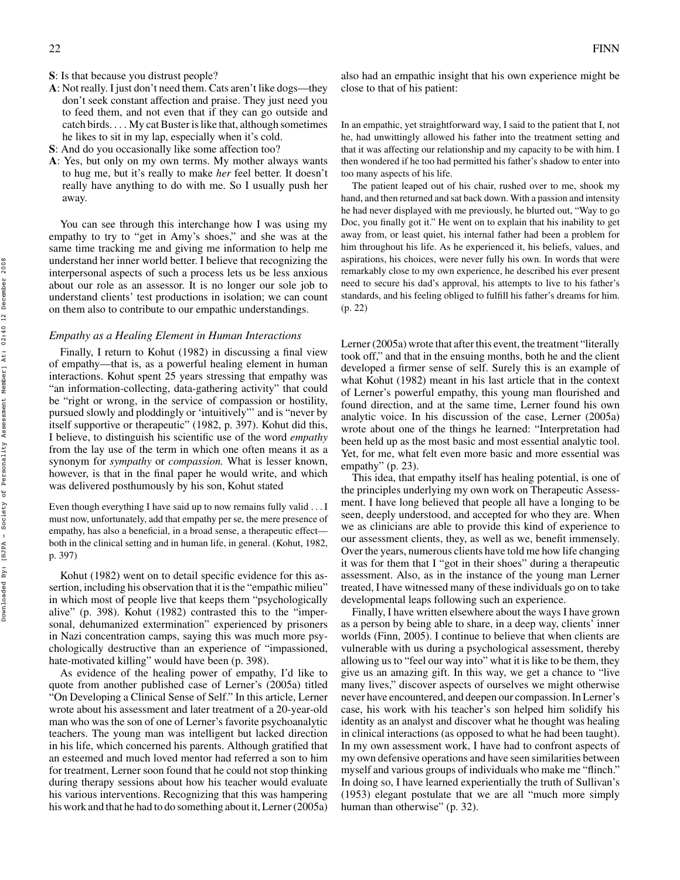**S**: Is that because you distrust people?

**A**: Not really. I just don't need them. Cats aren't like dogs—they don't seek constant affection and praise. They just need you to feed them, and not even that if they can go outside and catch birds. . . . My cat Buster is like that, although sometimes he likes to sit in my lap, especially when it's cold.

**S**: And do you occasionally like some affection too?

**A**: Yes, but only on my own terms. My mother always wants to hug me, but it's really to make *her* feel better. It doesn't really have anything to do with me. So I usually push her away.

You can see through this interchange how I was using my empathy to try to "get in Amy's shoes," and she was at the same time tracking me and giving me information to help me understand her inner world better. I believe that recognizing the interpersonal aspects of such a process lets us be less anxious about our role as an assessor. It is no longer our sole job to understand clients' test productions in isolation; we can count on them also to contribute to our empathic understandings.

### *Empathy as a Healing Element in Human Interactions*

Finally, I return to Kohut (1982) in discussing a final view of empathy—that is, as a powerful healing element in human interactions. Kohut spent 25 years stressing that empathy was "an information-collecting, data-gathering activity" that could be "right or wrong, in the service of compassion or hostility, pursued slowly and ploddingly or 'intuitively'" and is "never by itself supportive or therapeutic" (1982, p. 397). Kohut did this, I believe, to distinguish his scientific use of the word *empathy* from the lay use of the term in which one often means it as a synonym for *sympathy* or *compassion.* What is lesser known, however, is that in the final paper he would write, and which was delivered posthumously by his son, Kohut stated

> Even though everything I have said up to now remains fully valid . . . I must now, unfortunately, add that empathy per se, the mere presence of empathy, has also a beneficial, in a broad sense, a therapeutic effect—both in the clinical setting and in human life, in general. (Kohut, 1982, p. 397)

Kohut (1982) went on to detail specific evidence for this assertion, including his observation that it is the "empathic milieu" in which most of people live that keeps them "psychologically alive" (p. 398). Kohut (1982) contrasted this to the "impersonal, dehumanized extermination" experienced by prisoners in Nazi concentration camps, saying this was much more psychologically destructive than an experience of "impassioned, hate-motivated killing" would have been (p. 398).

As evidence of the healing power of empathy, I'd like to quote from another published case of Lerner's (2005a) titled "On Developing a Clinical Sense of Self." In this article, Lerner wrote about his assessment and later treatment of a 20-year-old man who was the son of one of Lerner's favorite psychoanalytic teachers. The young man was intelligent but lacked direction in his life, which concerned his parents. Although gratified that an esteemed and much loved mentor had referred a son to him for treatment, Lerner soon found that he could not stop thinking during therapy sessions about how his teacher would evaluate his various interventions. Recognizing that this was hampering his work and that he had to do something about it, Lerner (2005a) also had an empathic insight that his own experience might be close to that of his patient:

> In an empathic, yet straightforward way, I said to the patient that I, not he, had unwittingly allowed his father into the treatment setting and that it was affecting our relationship and my capacity to be with him. I then wondered if he too had permitted his father's shadow to enter into too many aspects of his life.
>
> The patient leaped out of his chair, rushed over to me, shook my hand, and then returned and sat back down. With a passion and intensity he had never displayed with me previously, he blurted out, "Way to go Doc, you finally got it." He went on to explain that his inability to get away from, or least quiet, his internal father had been a problem for him throughout his life. As he experienced it, his beliefs, values, and aspirations, his choices, were never fully his own. In words that were remarkably close to my own experience, he described his ever present need to secure his dad's approval, his attempts to live to his father's standards, and his feeling obliged to fulfill his father's dreams for him. (p. 22)

Lerner (2005a) wrote that after this event, the treatment "literally took off," and that in the ensuing months, both he and the client developed a firmer sense of self. Surely this is an example of what Kohut (1982) meant in his last article that in the context of Lerner's powerful empathy, this young man flourished and found direction, and at the same time, Lerner found his own analytic voice. In his discussion of the case, Lerner (2005a) wrote about one of the things he learned: "Interpretation had been held up as the most basic and most essential analytic tool. Yet, for me, what felt even more basic and more essential was empathy" (p. 23).

This idea, that empathy itself has healing potential, is one of the principles underlying my own work on Therapeutic Assessment. I have long believed that people all have a longing to be seen, deeply understood, and accepted for who they are. When we as clinicians are able to provide this kind of experience to our assessment clients, they, as well as we, benefit immensely. Over the years, numerous clients have told me how life changing it was for them that I "got in their shoes" during a therapeutic assessment. Also, as in the instance of the young man Lerner treated, I have witnessed many of these individuals go on to take developmental leaps following such an experience.

Finally, I have written elsewhere about the ways I have grown as a person by being able to share, in a deep way, clients' inner worlds (Finn, 2005). I continue to believe that when clients are vulnerable with us during a psychological assessment, thereby allowing us to "feel our way into" what it is like to be them, they give us an amazing gift. In this way, we get a chance to "live many lives," discover aspects of ourselves we might otherwise never have encountered, and deepen our compassion. In Lerner's case, his work with his teacher's son helped him solidify his identity as an analyst and discover what he thought was healing in clinical interactions (as opposed to what he had been taught). In my own assessment work, I have had to confront aspects of my own defensive operations and have seen similarities between myself and various groups of individuals who make me "flinch." In doing so, I have learned experientially the truth of Sullivan's (1953) elegant postulate that we are all "much more simply human than otherwise" (p. 32).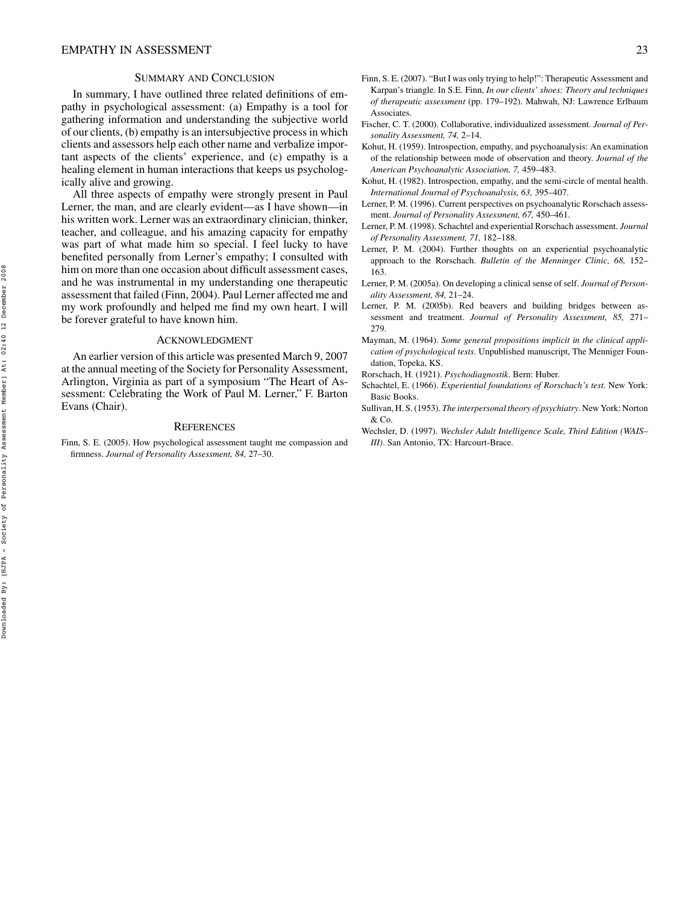## Summary and Conclusion

In summary, I have outlined three related definitions of empathy in psychological assessment: (a) Empathy is a tool for gathering information and understanding the subjective world of our clients, (b) empathy is an intersubjective process in which clients and assessors help each other name and verbalize important aspects of the clients' experience, and (c) empathy is a healing element in human interactions that keeps us psychologically alive and growing.

All three aspects of empathy were strongly present in Paul Lerner, the man, and are clearly evident—as I have shown—in his written work. Lerner was an extraordinary clinician, thinker, teacher, and colleague, and his amazing capacity for empathy was part of what made him so special. I feel lucky to have benefited personally from Lerner's empathy; I consulted with him on more than one occasion about difficult assessment cases, and he was instrumental in my understanding one therapeutic assessment that failed (Finn, 2004). Paul Lerner affected me and my work profoundly and helped me find my own heart. I will be forever grateful to have known him.

## Acknowledgment

An earlier version of this article was presented March 9, 2007 at the annual meeting of the Society for Personality Assessment, Arlington, Virginia as part of a symposium "The Heart of Assessment: Celebrating the Work of Paul M. Lerner," F. Barton Evans (Chair).

## References

Finn, S. E. (2005). How psychological assessment taught me compassion and firmness. *Journal of Personality Assessment, 84,* 27–30.

Finn, S. E. (2007). "But I was only trying to help!": Therapeutic Assessment and Karpan's triangle. In S.E. Finn, *In our clients' shoes: Theory and techniques of therapeutic assessment* (pp. 179–192). Mahwah, NJ: Lawrence Erlbaum Associates.

Fischer, C. T. (2000). Collaborative, individualized assessment. *Journal of Personality Assessment, 74,* 2–14.

Kohut, H. (1959). Introspection, empathy, and psychoanalysis: An examination of the relationship between mode of observation and theory. *Journal of the American Psychoanalytic Association, 7,* 459–483.

Kohut, H. (1982). Introspection, empathy, and the semi-circle of mental health. *International Journal of Psychoanalysis, 63,* 395–407.

Lerner, P. M. (1996). Current perspectives on psychoanalytic Rorschach assessment. *Journal of Personality Assessment, 67,* 450–461.

Lerner, P. M. (1998). Schachtel and experiential Rorschach assessment. *Journal of Personality Assessment, 71,* 182–188.

Lerner, P. M. (2004). Further thoughts on an experiential psychoanalytic approach to the Rorschach. *Bulletin of the Menninger Clinic, 68,* 152–163.

Lerner, P. M. (2005a). On developing a clinical sense of self. *Journal of Personality Assessment, 84,* 21–24.

Lerner, P. M. (2005b). Red beavers and building bridges between assessment and treatment. *Journal of Personality Assessment, 85,* 271–279.

Mayman, M. (1964). *Some general propositions implicit in the clinical application of psychological tests*. Unpublished manuscript, The Menniger Foundation, Topeka, KS.

Rorschach, H. (1921). *Psychodiagnostik*. Bern: Huber.

Schachtel, E. (1966). *Experiential foundations of Rorschach's test.* New York: Basic Books.

Sullivan, H. S. (1953). *The interpersonal theory of psychiatry*. New York: Norton & Co.

Wechsler, D. (1997). *Wechsler Adult Intelligence Scale, Third Edition (WAIS–III)*. San Antonio, TX: Harcourt-Brace.